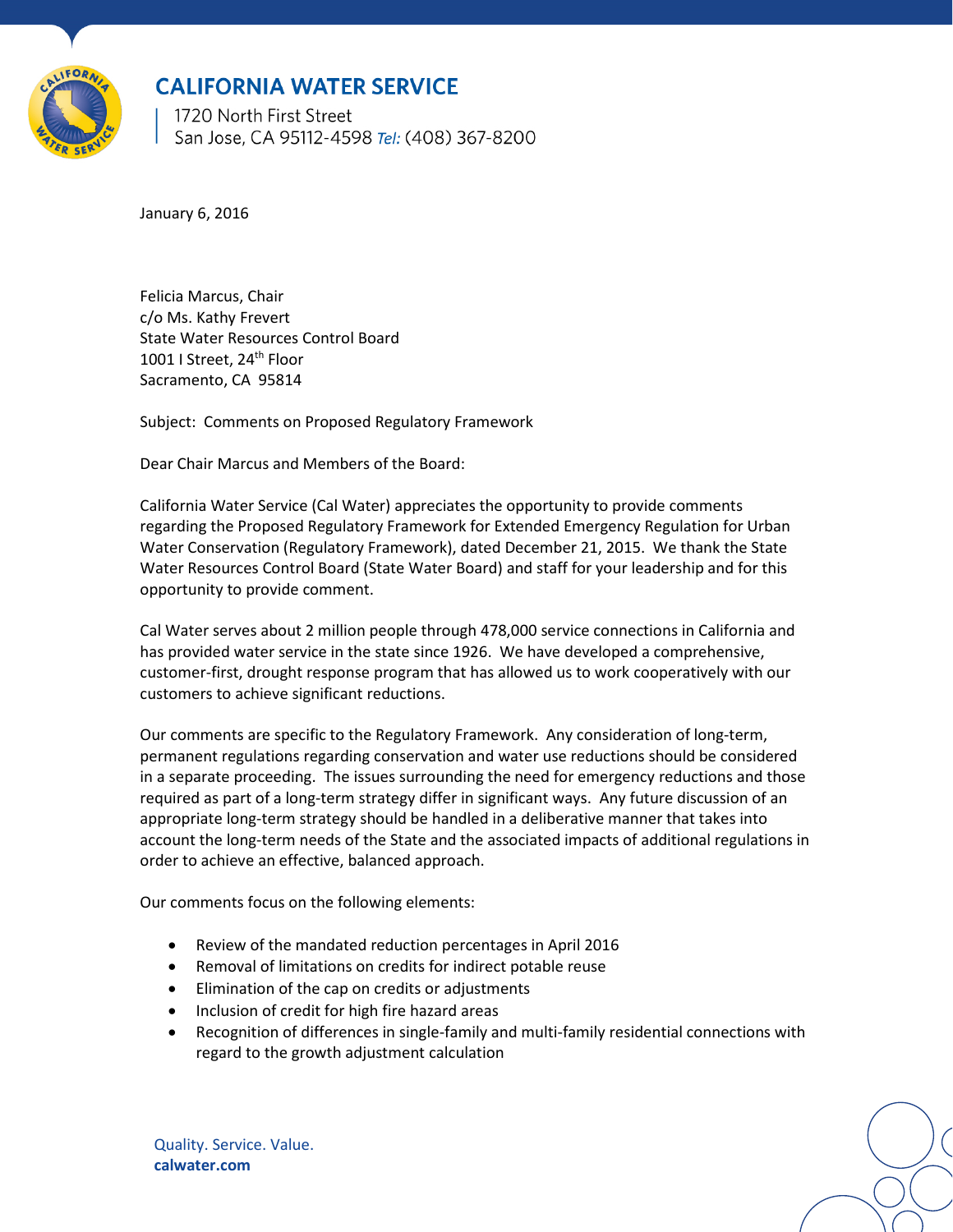# CALIFORNIA WATER SERVICE

1720 North First Street
San Jose, CA 95112-4598 *Tel:* (408) 367-8200

January 6, 2016

Felicia Marcus, Chair
c/o Ms. Kathy Frevert
State Water Resources Control Board
1001 I Street, 24th Floor
Sacramento, CA 95814

Subject: Comments on Proposed Regulatory Framework

Dear Chair Marcus and Members of the Board:

California Water Service (Cal Water) appreciates the opportunity to provide comments regarding the Proposed Regulatory Framework for Extended Emergency Regulation for Urban Water Conservation (Regulatory Framework), dated December 21, 2015. We thank the State Water Resources Control Board (State Water Board) and staff for your leadership and for this opportunity to provide comment.

Cal Water serves about 2 million people through 478,000 service connections in California and has provided water service in the state since 1926. We have developed a comprehensive, customer-first, drought response program that has allowed us to work cooperatively with our customers to achieve significant reductions.

Our comments are specific to the Regulatory Framework. Any consideration of long-term, permanent regulations regarding conservation and water use reductions should be considered in a separate proceeding. The issues surrounding the need for emergency reductions and those required as part of a long-term strategy differ in significant ways. Any future discussion of an appropriate long-term strategy should be handled in a deliberative manner that takes into account the long-term needs of the State and the associated impacts of additional regulations in order to achieve an effective, balanced approach.

Our comments focus on the following elements:

- Review of the mandated reduction percentages in April 2016
- Removal of limitations on credits for indirect potable reuse
- Elimination of the cap on credits or adjustments
- Inclusion of credit for high fire hazard areas
- Recognition of differences in single-family and multi-family residential connections with regard to the growth adjustment calculation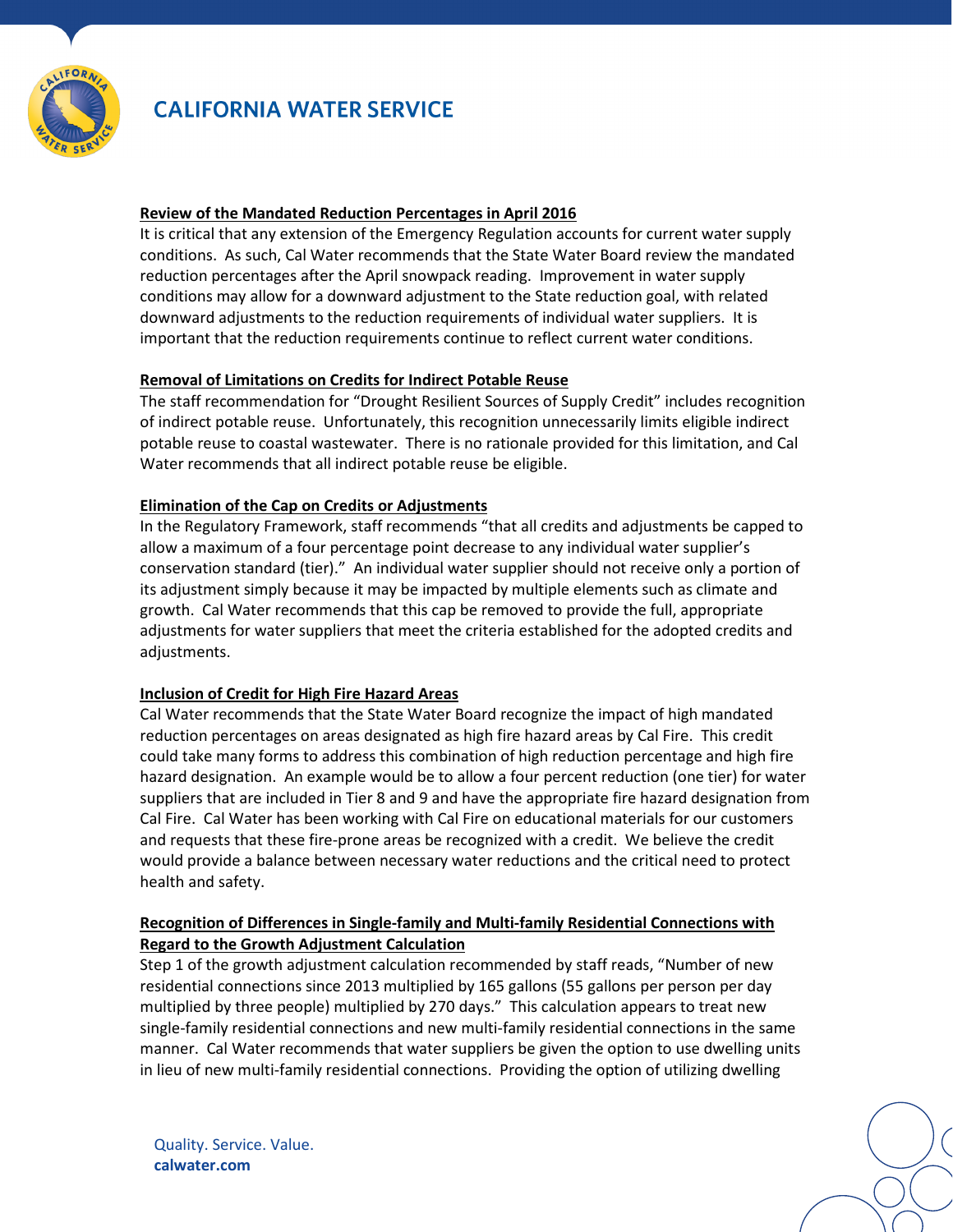**Review of the Mandated Reduction Percentages in April 2016**

It is critical that any extension of the Emergency Regulation accounts for current water supply conditions. As such, Cal Water recommends that the State Water Board review the mandated reduction percentages after the April snowpack reading. Improvement in water supply conditions may allow for a downward adjustment to the State reduction goal, with related downward adjustments to the reduction requirements of individual water suppliers. It is important that the reduction requirements continue to reflect current water conditions.

**Removal of Limitations on Credits for Indirect Potable Reuse**

The staff recommendation for "Drought Resilient Sources of Supply Credit" includes recognition of indirect potable reuse. Unfortunately, this recognition unnecessarily limits eligible indirect potable reuse to coastal wastewater. There is no rationale provided for this limitation, and Cal Water recommends that all indirect potable reuse be eligible.

**Elimination of the Cap on Credits or Adjustments**

In the Regulatory Framework, staff recommends "that all credits and adjustments be capped to allow a maximum of a four percentage point decrease to any individual water supplier's conservation standard (tier)." An individual water supplier should not receive only a portion of its adjustment simply because it may be impacted by multiple elements such as climate and growth. Cal Water recommends that this cap be removed to provide the full, appropriate adjustments for water suppliers that meet the criteria established for the adopted credits and adjustments.

**Inclusion of Credit for High Fire Hazard Areas**

Cal Water recommends that the State Water Board recognize the impact of high mandated reduction percentages on areas designated as high fire hazard areas by Cal Fire. This credit could take many forms to address this combination of high reduction percentage and high fire hazard designation. An example would be to allow a four percent reduction (one tier) for water suppliers that are included in Tier 8 and 9 and have the appropriate fire hazard designation from Cal Fire. Cal Water has been working with Cal Fire on educational materials for our customers and requests that these fire-prone areas be recognized with a credit. We believe the credit would provide a balance between necessary water reductions and the critical need to protect health and safety.

**Recognition of Differences in Single-family and Multi-family Residential Connections with Regard to the Growth Adjustment Calculation**

Step 1 of the growth adjustment calculation recommended by staff reads, "Number of new residential connections since 2013 multiplied by 165 gallons (55 gallons per person per day multiplied by three people) multiplied by 270 days." This calculation appears to treat new single-family residential connections and new multi-family residential connections in the same manner. Cal Water recommends that water suppliers be given the option to use dwelling units in lieu of new multi-family residential connections. Providing the option of utilizing dwelling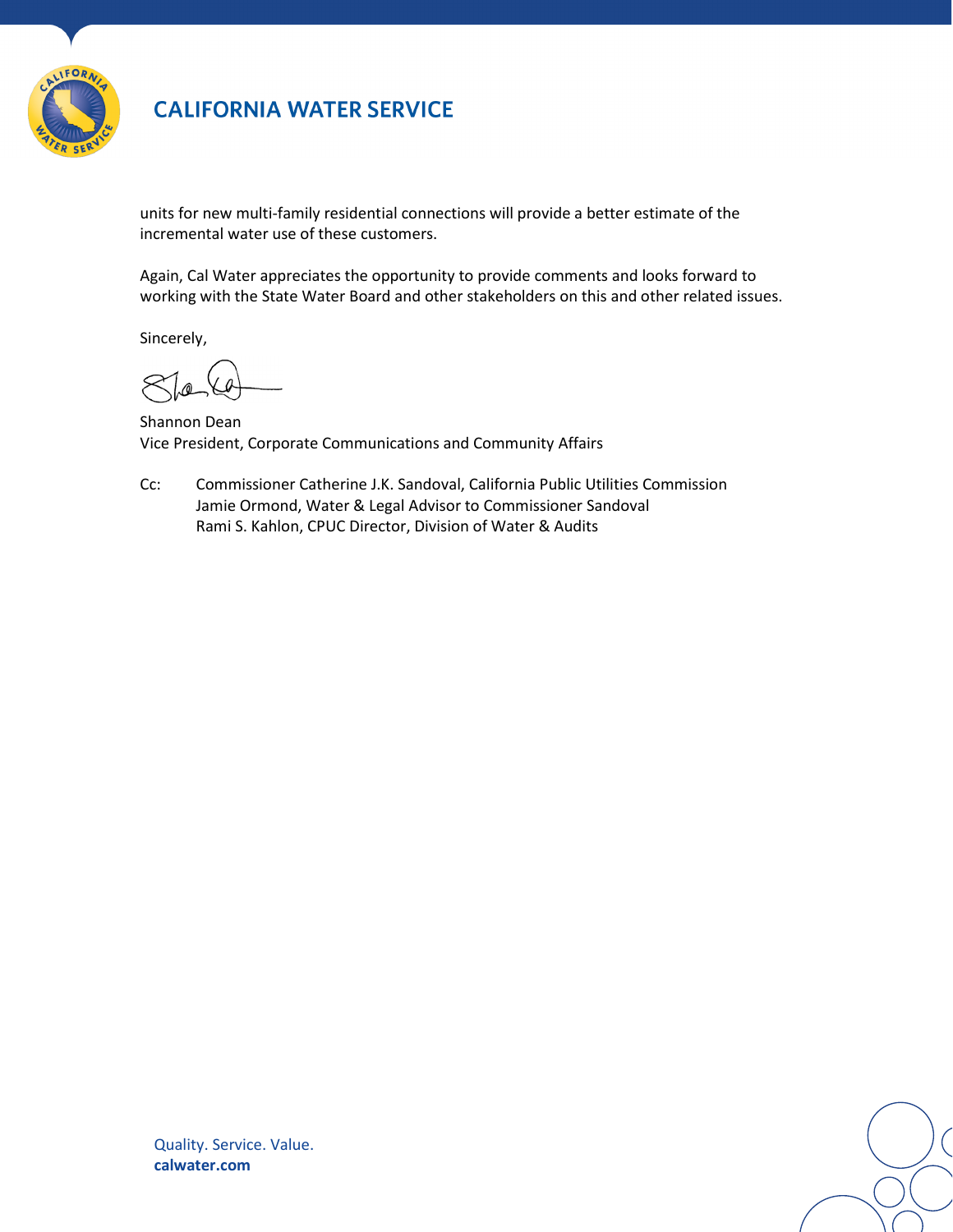units for new multi-family residential connections will provide a better estimate of the incremental water use of these customers.

Again, Cal Water appreciates the opportunity to provide comments and looks forward to working with the State Water Board and other stakeholders on this and other related issues.

Sincerely,

Shannon Dean
Vice President, Corporate Communications and Community Affairs

Cc: Commissioner Catherine J.K. Sandoval, California Public Utilities Commission
Jamie Ormond, Water & Legal Advisor to Commissioner Sandoval
Rami S. Kahlon, CPUC Director, Division of Water & Audits